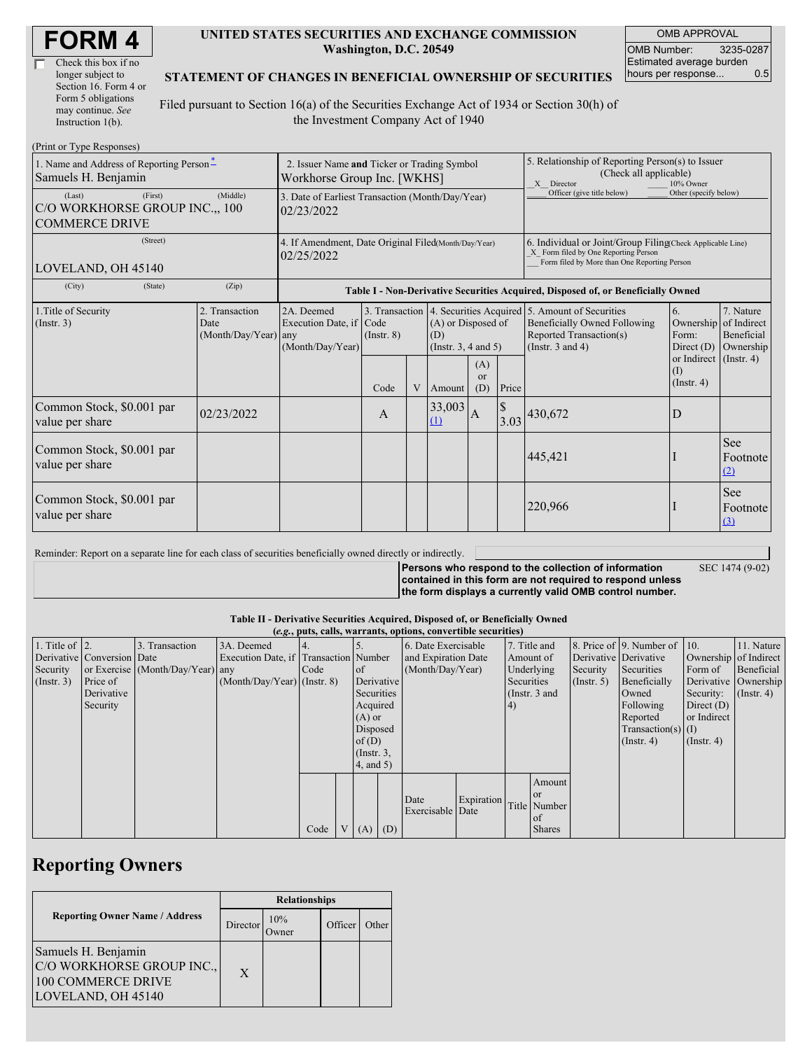# FORM 4

☐ Check this box if no longer subject to Section 16. Form 4 or Form 5 obligations may continue. *See* Instruction 1(b).

**UNITED STATES SECURITIES AND EXCHANGE COMMISSION**
**Washington, D.C. 20549**

**STATEMENT OF CHANGES IN BENEFICIAL OWNERSHIP OF SECURITIES**

Filed pursuant to Section 16(a) of the Securities Exchange Act of 1934 or Section 30(h) of the Investment Company Act of 1940

| OMB APPROVAL | |
|---|---|
| OMB Number: | 3235-0287 |
| Estimated average burden hours per response... | 0.5 |

(Print or Type Responses)

| 1. Name and Address of Reporting Person* | 2. Issuer Name and Ticker or Trading Symbol | 5. Relationship of Reporting Person(s) to Issuer (Check all applicable) |
|---|---|---|
| Samuels H. Benjamin | Workhorse Group Inc. [WKHS] | _X_ Director ___ 10% Owner ___ Officer (give title below) ___ Other (specify below) |
| (Last) (First) (Middle) C/O WORKHORSE GROUP INC.,, 100 COMMERCE DRIVE | 3. Date of Earliest Transaction (Month/Day/Year) 02/23/2022 | |
| (Street) LOVELAND, OH 45140 | 4. If Amendment, Date Original Filed (Month/Day/Year) 02/25/2022 | 6. Individual or Joint/Group Filing (Check Applicable Line) _X_ Form filed by One Reporting Person ___ Form filed by More than One Reporting Person |
| (City) (State) (Zip) | | |

**Table I - Non-Derivative Securities Acquired, Disposed of, or Beneficially Owned**

| 1.Title of Security (Instr. 3) | 2. Transaction Date (Month/Day/Year) | 2A. Deemed Execution Date, if any (Month/Day/Year) | 3. Transaction Code (Instr. 8) | | 4. Securities Acquired (A) or Disposed of (D) (Instr. 3, 4 and 5) | | | 5. Amount of Securities Beneficially Owned Following Reported Transaction(s) (Instr. 3 and 4) | 6. Ownership Form: Direct (D) or Indirect (I) (Instr. 4) | 7. Nature of Indirect Beneficial Ownership (Instr. 4) |
|---|---|---|---|---|---|---|---|---|---|---|
| | | | Code | V | Amount | (A) or (D) | Price | | | |
| Common Stock, $0.001 par value per share | 02/23/2022 | | A | | 33,003 (1) | A | $ 3.03 | 430,672 | D | |
| Common Stock, $0.001 par value per share | | | | | | | | 445,421 | I | See Footnote (2) |
| Common Stock, $0.001 par value per share | | | | | | | | 220,966 | I | See Footnote (3) |

Reminder: Report on a separate line for each class of securities beneficially owned directly or indirectly.

**Persons who respond to the collection of information contained in this form are not required to respond unless the form displays a currently valid OMB control number.** SEC 1474 (9-02)

**Table II - Derivative Securities Acquired, Disposed of, or Beneficially Owned**
***(e.g., puts, calls, warrants, options, convertible securities)***

| 1. Title of Derivative Security (Instr. 3) | 2. Conversion or Exercise Price of Derivative Security | 3. Transaction Date (Month/Day/Year) | 3A. Deemed Execution Date, if any (Month/Day/Year) | 4. Transaction Code (Instr. 8) | | 5. Number of Derivative Securities Acquired (A) or Disposed of (D) (Instr. 3, 4, and 5) | | 6. Date Exercisable and Expiration Date (Month/Day/Year) | | 7. Title and Amount of Underlying Securities (Instr. 3 and 4) | | 8. Price of Derivative Security (Instr. 5) | 9. Number of Derivative Securities Beneficially Owned Following Reported Transaction(s) (Instr. 4) | 10. Ownership Form of Derivative Security: Direct (D) or Indirect (I) (Instr. 4) | 11. Nature of Indirect Beneficial Ownership (Instr. 4) |
|---|---|---|---|---|---|---|---|---|---|---|---|---|---|---|---|
| | | | | Code | V | (A) | (D) | Date Exercisable | Expiration Date | Title | Amount or Number of Shares | | | | |

## Reporting Owners

| Reporting Owner Name / Address | Relationships | | | |
|---|---|---|---|---|
| | Director | 10% Owner | Officer | Other |
| Samuels H. Benjamin C/O WORKHORSE GROUP INC., 100 COMMERCE DRIVE LOVELAND, OH 45140 | X | | | |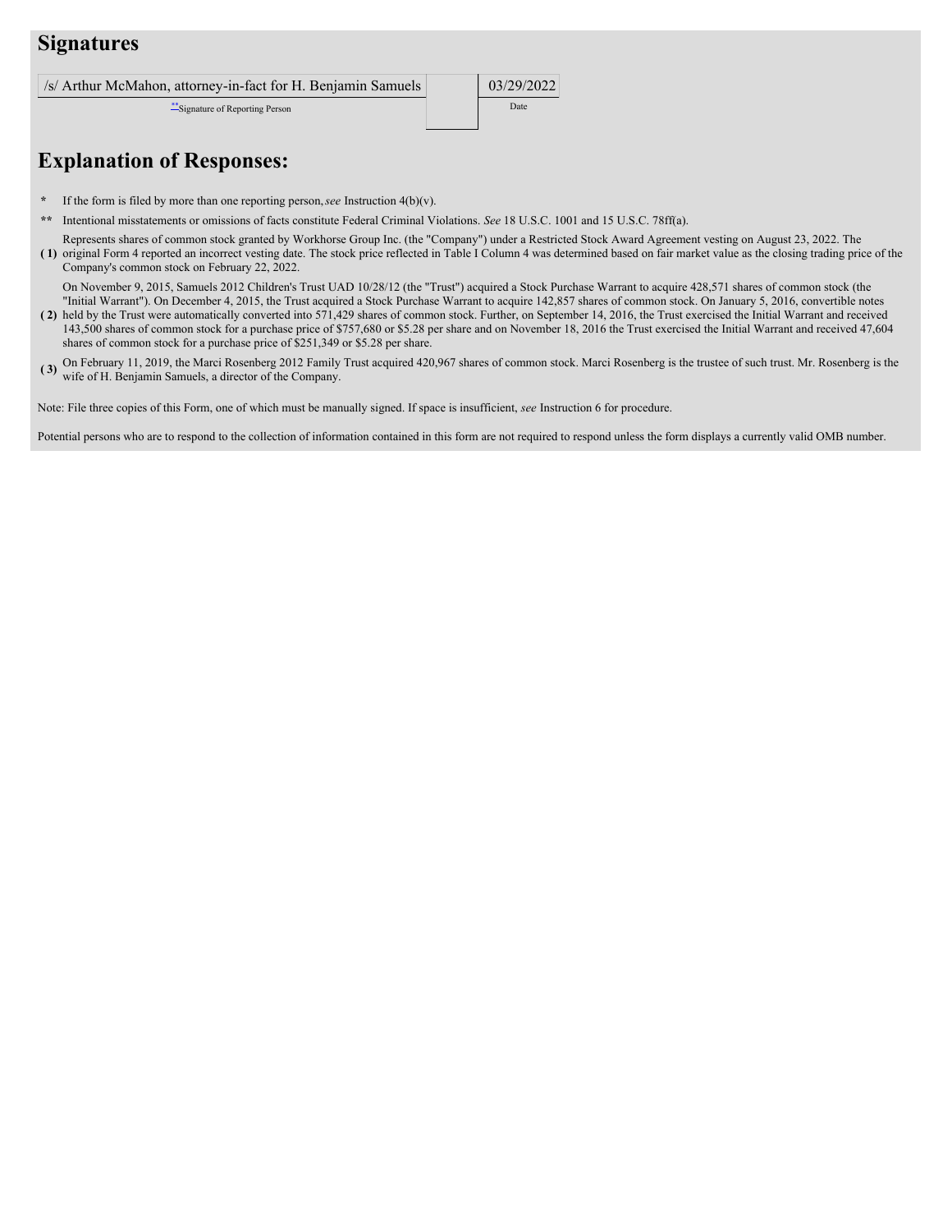## Signatures

| /s/ Arthur McMahon, attorney-in-fact for H. Benjamin Samuels | | 03/29/2022 |
|---|---|---|
| ** Signature of Reporting Person | | Date |

## Explanation of Responses:

\* If the form is filed by more than one reporting person, *see* Instruction 4(b)(v).

** Intentional misstatements or omissions of facts constitute Federal Criminal Violations. *See* 18 U.S.C. 1001 and 15 U.S.C. 78ff(a).

( 1) Represents shares of common stock granted by Workhorse Group Inc. (the "Company") under a Restricted Stock Award Agreement vesting on August 23, 2022. The original Form 4 reported an incorrect vesting date. The stock price reflected in Table I Column 4 was determined based on fair market value as the closing trading price of the Company's common stock on February 22, 2022.

( 2) On November 9, 2015, Samuels 2012 Children's Trust UAD 10/28/12 (the "Trust") acquired a Stock Purchase Warrant to acquire 428,571 shares of common stock (the "Initial Warrant"). On December 4, 2015, the Trust acquired a Stock Purchase Warrant to acquire 142,857 shares of common stock. On January 5, 2016, convertible notes held by the Trust were automatically converted into 571,429 shares of common stock. Further, on September 14, 2016, the Trust exercised the Initial Warrant and received 143,500 shares of common stock for a purchase price of $757,680 or $5.28 per share and on November 18, 2016 the Trust exercised the Initial Warrant and received 47,604 shares of common stock for a purchase price of $251,349 or $5.28 per share.

( 3) On February 11, 2019, the Marci Rosenberg 2012 Family Trust acquired 420,967 shares of common stock. Marci Rosenberg is the trustee of such trust. Mr. Rosenberg is the wife of H. Benjamin Samuels, a director of the Company.

Note: File three copies of this Form, one of which must be manually signed. If space is insufficient, *see* Instruction 6 for procedure.

Potential persons who are to respond to the collection of information contained in this form are not required to respond unless the form displays a currently valid OMB number.